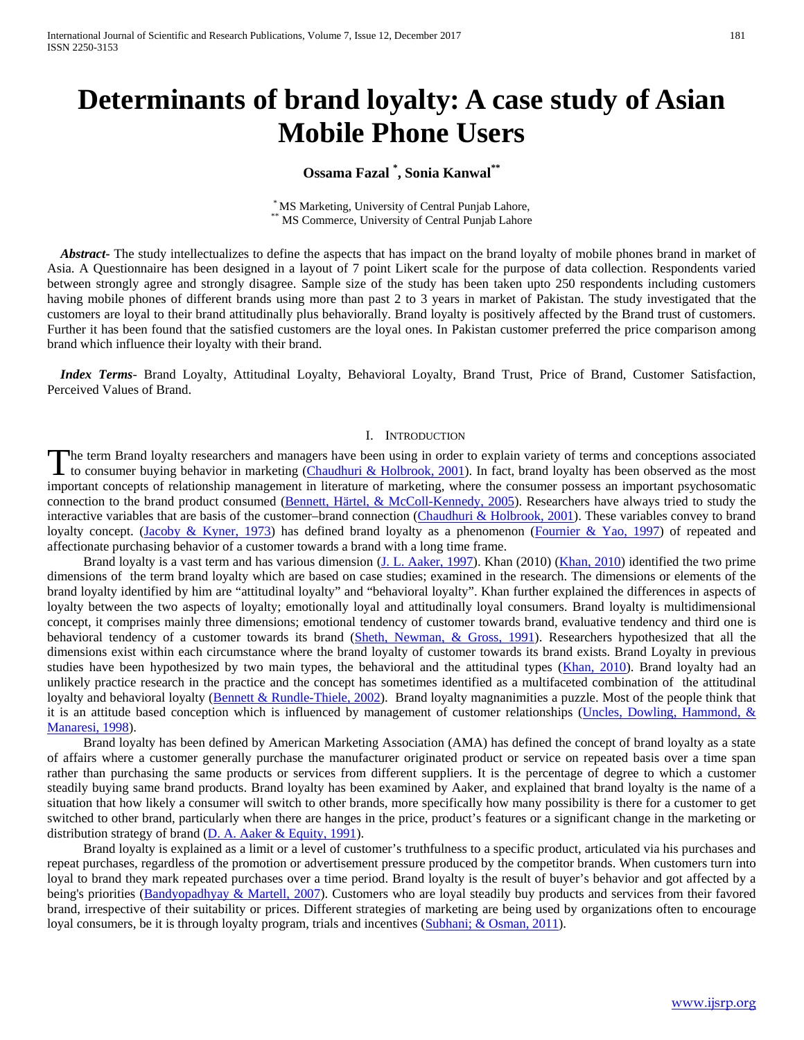# Determinants of brand loyalty: A case study of Asian Mobile Phone Users

**Ossama Fazal [*], Sonia Kanwal[**]**

[*] MS Marketing, University of Central Punjab Lahore,
[**] MS Commerce, University of Central Punjab Lahore

***Abstract***- The study intellectualizes to define the aspects that has impact on the brand loyalty of mobile phones brand in market of Asia. A Questionnaire has been designed in a layout of 7 point Likert scale for the purpose of data collection. Respondents varied between strongly agree and strongly disagree. Sample size of the study has been taken upto 250 respondents including customers having mobile phones of different brands using more than past 2 to 3 years in market of Pakistan. The study investigated that the customers are loyal to their brand attitudinally plus behaviorally. Brand loyalty is positively affected by the Brand trust of customers. Further it has been found that the satisfied customers are the loyal ones. In Pakistan customer preferred the price comparison among brand which influence their loyalty with their brand.

***Index Terms***- Brand Loyalty, Attitudinal Loyalty, Behavioral Loyalty, Brand Trust, Price of Brand, Customer Satisfaction, Perceived Values of Brand.

## I. Introduction

The term Brand loyalty researchers and managers have been using in order to explain variety of terms and conceptions associated to consumer buying behavior in marketing (Chaudhuri & Holbrook, 2001). In fact, brand loyalty has been observed as the most important concepts of relationship management in literature of marketing, where the consumer possess an important psychosomatic connection to the brand product consumed (Bennett, Härtel, & McColl-Kennedy, 2005). Researchers have always tried to study the interactive variables that are basis of the customer–brand connection (Chaudhuri & Holbrook, 2001). These variables convey to brand loyalty concept. (Jacoby & Kyner, 1973) has defined brand loyalty as a phenomenon (Fournier & Yao, 1997) of repeated and affectionate purchasing behavior of a customer towards a brand with a long time frame.

Brand loyalty is a vast term and has various dimension (J. L. Aaker, 1997). Khan (2010) (Khan, 2010) identified the two prime dimensions of the term brand loyalty which are based on case studies; examined in the research. The dimensions or elements of the brand loyalty identified by him are "attitudinal loyalty" and "behavioral loyalty". Khan further explained the differences in aspects of loyalty between the two aspects of loyalty; emotionally loyal and attitudinally loyal consumers. Brand loyalty is multidimensional concept, it comprises mainly three dimensions; emotional tendency of customer towards brand, evaluative tendency and third one is behavioral tendency of a customer towards its brand (Sheth, Newman, & Gross, 1991). Researchers hypothesized that all the dimensions exist within each circumstance where the brand loyalty of customer towards its brand exists. Brand Loyalty in previous studies have been hypothesized by two main types, the behavioral and the attitudinal types (Khan, 2010). Brand loyalty had an unlikely practice research in the practice and the concept has sometimes identified as a multifaceted combination of the attitudinal loyalty and behavioral loyalty (Bennett & Rundle-Thiele, 2002). Brand loyalty magnanimities a puzzle. Most of the people think that it is an attitude based conception which is influenced by management of customer relationships (Uncles, Dowling, Hammond, & Manaresi, 1998).

Brand loyalty has been defined by American Marketing Association (AMA) has defined the concept of brand loyalty as a state of affairs where a customer generally purchase the manufacturer originated product or service on repeated basis over a time span rather than purchasing the same products or services from different suppliers. It is the percentage of degree to which a customer steadily buying same brand products. Brand loyalty has been examined by Aaker, and explained that brand loyalty is the name of a situation that how likely a consumer will switch to other brands, more specifically how many possibility is there for a customer to get switched to other brand, particularly when there are hanges in the price, product's features or a significant change in the marketing or distribution strategy of brand (D. A. Aaker & Equity, 1991).

Brand loyalty is explained as a limit or a level of customer's truthfulness to a specific product, articulated via his purchases and repeat purchases, regardless of the promotion or advertisement pressure produced by the competitor brands. When customers turn into loyal to brand they mark repeated purchases over a time period. Brand loyalty is the result of buyer's behavior and got affected by a being's priorities (Bandyopadhyay & Martell, 2007). Customers who are loyal steadily buy products and services from their favored brand, irrespective of their suitability or prices. Different strategies of marketing are being used by organizations often to encourage loyal consumers, be it is through loyalty program, trials and incentives (Subhani; & Osman, 2011).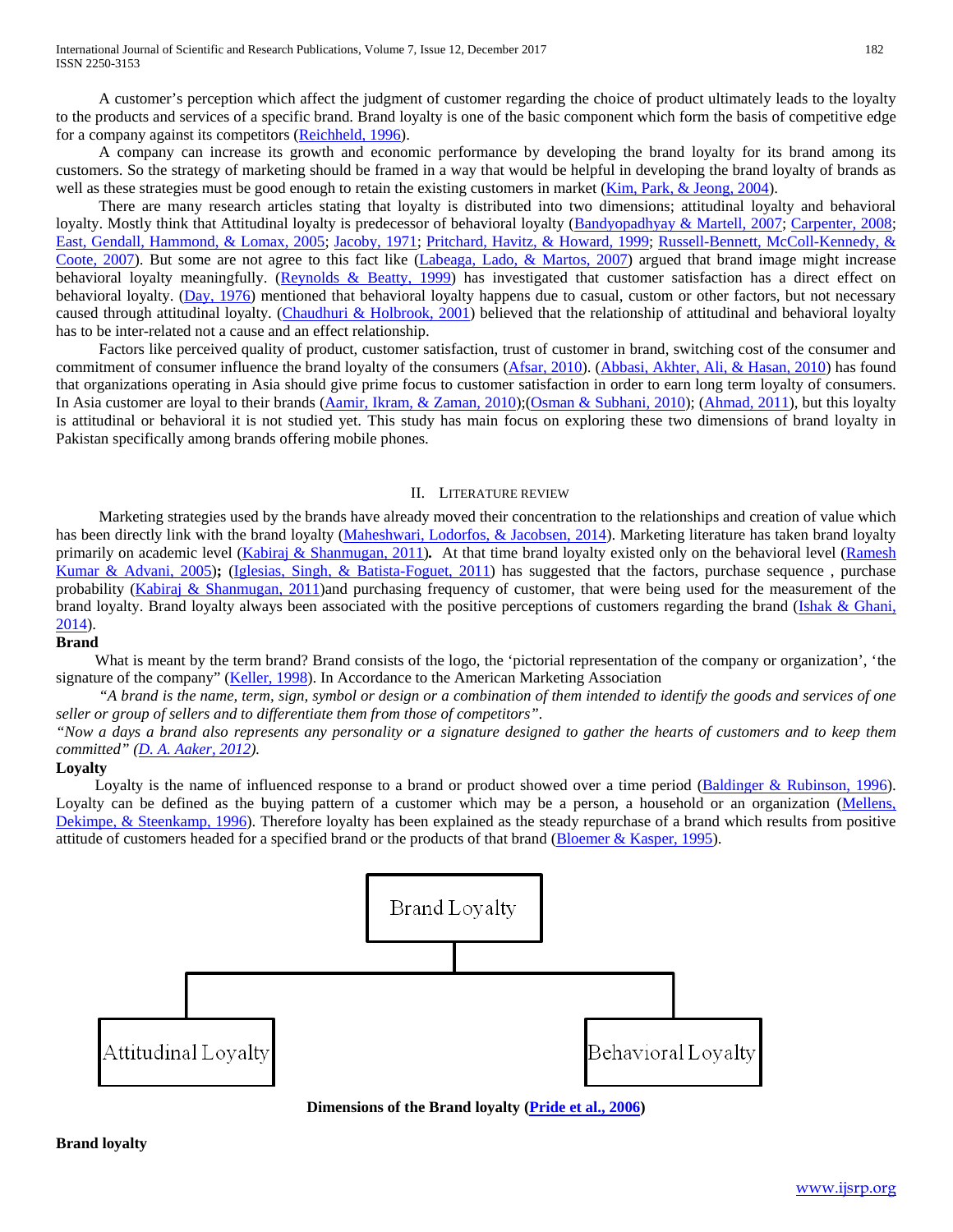A customer's perception which affect the judgment of customer regarding the choice of product ultimately leads to the loyalty to the products and services of a specific brand. Brand loyalty is one of the basic component which form the basis of competitive edge for a company against its competitors (Reichheld, 1996).

A company can increase its growth and economic performance by developing the brand loyalty for its brand among its customers. So the strategy of marketing should be framed in a way that would be helpful in developing the brand loyalty of brands as well as these strategies must be good enough to retain the existing customers in market (Kim, Park, & Jeong, 2004).

There are many research articles stating that loyalty is distributed into two dimensions; attitudinal loyalty and behavioral loyalty. Mostly think that Attitudinal loyalty is predecessor of behavioral loyalty (Bandyopadhyay & Martell, 2007; Carpenter, 2008; East, Gendall, Hammond, & Lomax, 2005; Jacoby, 1971; Pritchard, Havitz, & Howard, 1999; Russell-Bennett, McColl-Kennedy, & Coote, 2007). But some are not agree to this fact like (Labeaga, Lado, & Martos, 2007) argued that brand image might increase behavioral loyalty meaningfully. (Reynolds & Beatty, 1999) has investigated that customer satisfaction has a direct effect on behavioral loyalty. (Day, 1976) mentioned that behavioral loyalty happens due to casual, custom or other factors, but not necessary caused through attitudinal loyalty. (Chaudhuri & Holbrook, 2001) believed that the relationship of attitudinal and behavioral loyalty has to be inter-related not a cause and an effect relationship.

Factors like perceived quality of product, customer satisfaction, trust of customer in brand, switching cost of the consumer and commitment of consumer influence the brand loyalty of the consumers (Afsar, 2010). (Abbasi, Akhter, Ali, & Hasan, 2010) has found that organizations operating in Asia should give prime focus to customer satisfaction in order to earn long term loyalty of consumers. In Asia customer are loyal to their brands (Aamir, Ikram, & Zaman, 2010);(Osman & Subhani, 2010); (Ahmad, 2011), but this loyalty is attitudinal or behavioral it is not studied yet. This study has main focus on exploring these two dimensions of brand loyalty in Pakistan specifically among brands offering mobile phones.

## II. Literature Review

Marketing strategies used by the brands have already moved their concentration to the relationships and creation of value which has been directly link with the brand loyalty (Maheshwari, Lodorfos, & Jacobsen, 2014). Marketing literature has taken brand loyalty primarily on academic level (Kabiraj & Shanmugan, 2011)**.** At that time brand loyalty existed only on the behavioral level (Ramesh Kumar & Advani, 2005)**;** (Iglesias, Singh, & Batista-Foguet, 2011) has suggested that the factors, purchase sequence , purchase probability (Kabiraj & Shanmugan, 2011)and purchasing frequency of customer, that were being used for the measurement of the brand loyalty. Brand loyalty always been associated with the positive perceptions of customers regarding the brand (Ishak & Ghani, 2014).

### Brand

What is meant by the term brand? Brand consists of the logo, the 'pictorial representation of the company or organization', 'the signature of the company" (Keller, 1998). In Accordance to the American Marketing Association

*"A brand is the name, term, sign, symbol or design or a combination of them intended to identify the goods and services of one seller or group of sellers and to differentiate them from those of competitors".*

*"Now a days a brand also represents any personality or a signature designed to gather the hearts of customers and to keep them committed" (D. A. Aaker, 2012).*

### Loyalty

Loyalty is the name of influenced response to a brand or product showed over a time period (Baldinger & Rubinson, 1996). Loyalty can be defined as the buying pattern of a customer which may be a person, a household or an organization (Mellens, Dekimpe, & Steenkamp, 1996). Therefore loyalty has been explained as the steady repurchase of a brand which results from positive attitude of customers headed for a specified brand or the products of that brand (Bloemer & Kasper, 1995).

Brand Loyalty

Attitudinal Loyalty

Behavioral Loyalty

**Dimensions of the Brand loyalty (Pride et al., 2006)**

### Brand loyalty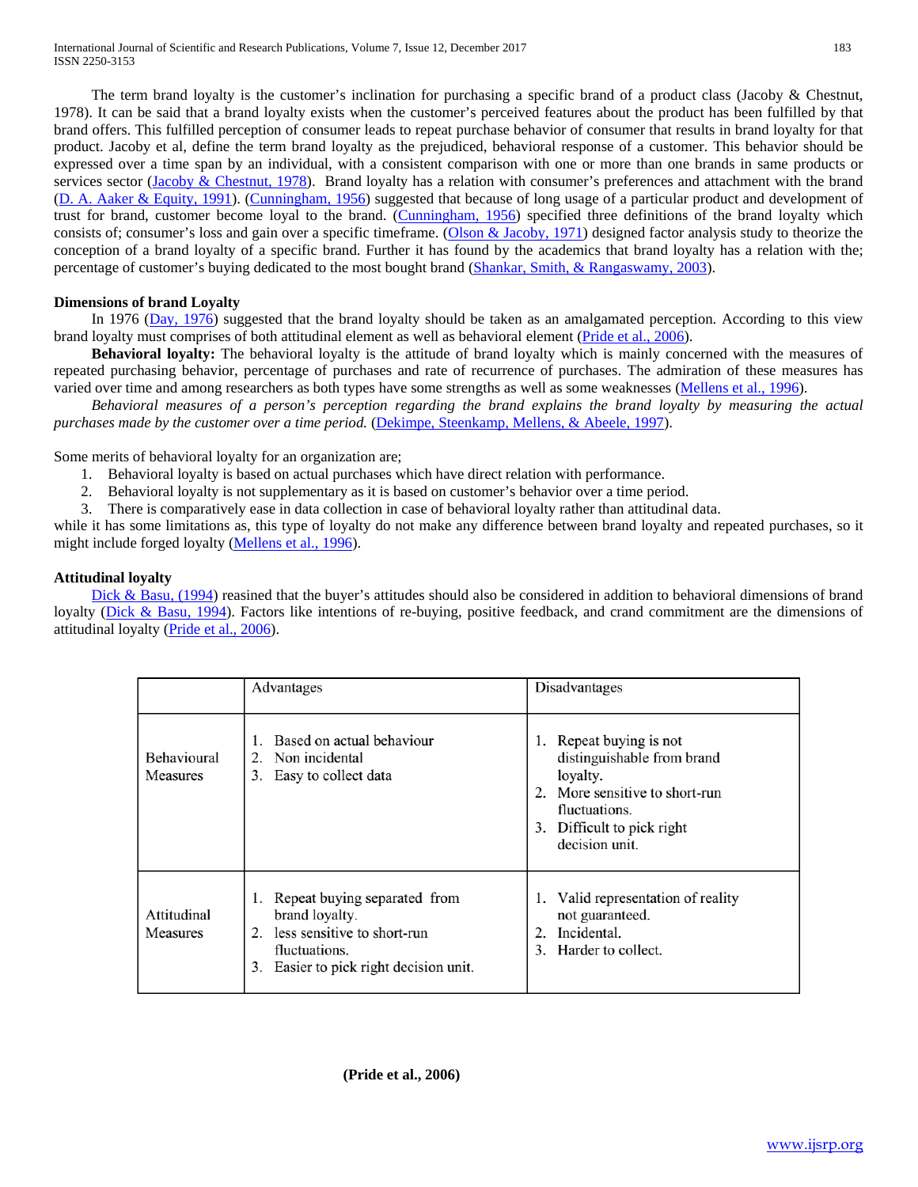The term brand loyalty is the customer's inclination for purchasing a specific brand of a product class (Jacoby & Chestnut, 1978). It can be said that a brand loyalty exists when the customer's perceived features about the product has been fulfilled by that brand offers. This fulfilled perception of consumer leads to repeat purchase behavior of consumer that results in brand loyalty for that product. Jacoby et al, define the term brand loyalty as the prejudiced, behavioral response of a customer. This behavior should be expressed over a time span by an individual, with a consistent comparison with one or more than one brands in same products or services sector (Jacoby & Chestnut, 1978). Brand loyalty has a relation with consumer's preferences and attachment with the brand (D. A. Aaker & Equity, 1991). (Cunningham, 1956) suggested that because of long usage of a particular product and development of trust for brand, customer become loyal to the brand. (Cunningham, 1956) specified three definitions of the brand loyalty which consists of; consumer's loss and gain over a specific timeframe. (Olson & Jacoby, 1971) designed factor analysis study to theorize the conception of a brand loyalty of a specific brand. Further it has found by the academics that brand loyalty has a relation with the; percentage of customer's buying dedicated to the most bought brand (Shankar, Smith, & Rangaswamy, 2003).

**Dimensions of brand Loyalty**

In 1976 (Day, 1976) suggested that the brand loyalty should be taken as an amalgamated perception. According to this view brand loyalty must comprises of both attitudinal element as well as behavioral element (Pride et al., 2006).

**Behavioral loyalty:** The behavioral loyalty is the attitude of brand loyalty which is mainly concerned with the measures of repeated purchasing behavior, percentage of purchases and rate of recurrence of purchases. The admiration of these measures has varied over time and among researchers as both types have some strengths as well as some weaknesses (Mellens et al., 1996).

*Behavioral measures of a person's perception regarding the brand explains the brand loyalty by measuring the actual purchases made by the customer over a time period.* (Dekimpe, Steenkamp, Mellens, & Abeele, 1997).

Some merits of behavioral loyalty for an organization are;

1. Behavioral loyalty is based on actual purchases which have direct relation with performance.
2. Behavioral loyalty is not supplementary as it is based on customer's behavior over a time period.
3. There is comparatively ease in data collection in case of behavioral loyalty rather than attitudinal data.

while it has some limitations as, this type of loyalty do not make any difference between brand loyalty and repeated purchases, so it might include forged loyalty (Mellens et al., 1996).

**Attitudinal loyalty**

Dick & Basu, (1994) reasined that the buyer's attitudes should also be considered in addition to behavioral dimensions of brand loyalty (Dick & Basu, 1994). Factors like intentions of re-buying, positive feedback, and crand commitment are the dimensions of attitudinal loyalty (Pride et al., 2006).

| | Advantages | Disadvantages |
|---|---|---|
| Behavioural Measures | 1. Based on actual behaviour<br>2. Non incidental<br>3. Easy to collect data | 1. Repeat buying is not distinguishable from brand loyalty.<br>2. More sensitive to short-run fluctuations.<br>3. Difficult to pick right decision unit. |
| Attitudinal Measures | 1. Repeat buying separated from brand loyalty.<br>2. less sensitive to short-run fluctuations.<br>3. Easier to pick right decision unit. | 1. Valid representation of reality not guaranteed.<br>2. Incidental.<br>3. Harder to collect. |

**(Pride et al., 2006)**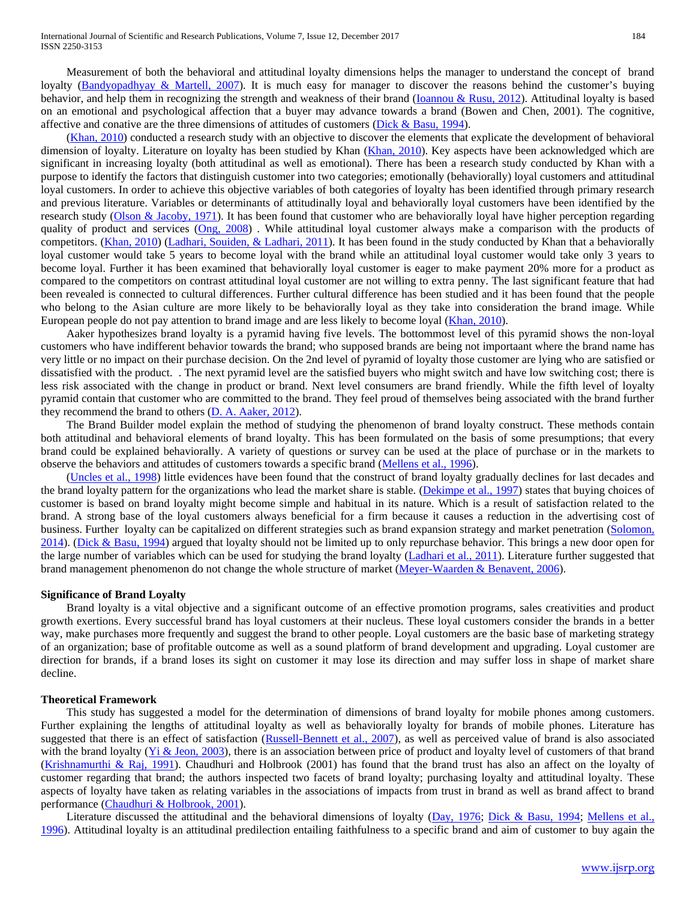Measurement of both the behavioral and attitudinal loyalty dimensions helps the manager to understand the concept of brand loyalty (Bandyopadhyay & Martell, 2007). It is much easy for manager to discover the reasons behind the customer's buying behavior, and help them in recognizing the strength and weakness of their brand (Ioannou & Rusu, 2012). Attitudinal loyalty is based on an emotional and psychological affection that a buyer may advance towards a brand (Bowen and Chen, 2001). The cognitive, affective and conative are the three dimensions of attitudes of customers (Dick & Basu, 1994).

(Khan, 2010) conducted a research study with an objective to discover the elements that explicate the development of behavioral dimension of loyalty. Literature on loyalty has been studied by Khan (Khan, 2010). Key aspects have been acknowledged which are significant in increasing loyalty (both attitudinal as well as emotional). There has been a research study conducted by Khan with a purpose to identify the factors that distinguish customer into two categories; emotionally (behaviorally) loyal customers and attitudinal loyal customers. In order to achieve this objective variables of both categories of loyalty has been identified through primary research and previous literature. Variables or determinants of attitudinally loyal and behaviorally loyal customers have been identified by the research study (Olson & Jacoby, 1971). It has been found that customer who are behaviorally loyal have higher perception regarding quality of product and services (Ong, 2008) . While attitudinal loyal customer always make a comparison with the products of competitors. (Khan, 2010) (Ladhari, Souiden, & Ladhari, 2011). It has been found in the study conducted by Khan that a behaviorally loyal customer would take 5 years to become loyal with the brand while an attitudinal loyal customer would take only 3 years to become loyal. Further it has been examined that behaviorally loyal customer is eager to make payment 20% more for a product as compared to the competitors on contrast attitudinal loyal customer are not willing to extra penny. The last significant feature that had been revealed is connected to cultural differences. Further cultural difference has been studied and it has been found that the people who belong to the Asian culture are more likely to be behaviorally loyal as they take into consideration the brand image. While European people do not pay attention to brand image and are less likely to become loyal (Khan, 2010).

Aaker hypothesizes brand loyalty is a pyramid having five levels. The bottommost level of this pyramid shows the non-loyal customers who have indifferent behavior towards the brand; who supposed brands are being not importaant where the brand name has very little or no impact on their purchase decision. On the 2nd level of pyramid of loyalty those customer are lying who are satisfied or dissatisfied with the product. . The next pyramid level are the satisfied buyers who might switch and have low switching cost; there is less risk associated with the change in product or brand. Next level consumers are brand friendly. While the fifth level of loyalty pyramid contain that customer who are committed to the brand. They feel proud of themselves being associated with the brand further they recommend the brand to others (D. A. Aaker, 2012).

The Brand Builder model explain the method of studying the phenomenon of brand loyalty construct. These methods contain both attitudinal and behavioral elements of brand loyalty. This has been formulated on the basis of some presumptions; that every brand could be explained behaviorally. A variety of questions or survey can be used at the place of purchase or in the markets to observe the behaviors and attitudes of customers towards a specific brand (Mellens et al., 1996).

(Uncles et al., 1998) little evidences have been found that the construct of brand loyalty gradually declines for last decades and the brand loyalty pattern for the organizations who lead the market share is stable. (Dekimpe et al., 1997) states that buying choices of customer is based on brand loyalty might become simple and habitual in its nature. Which is a result of satisfaction related to the brand. A strong base of the loyal customers always beneficial for a firm because it causes a reduction in the advertising cost of business. Further loyalty can be capitalized on different strategies such as brand expansion strategy and market penetration (Solomon, 2014). (Dick & Basu, 1994) argued that loyalty should not be limited up to only repurchase behavior. This brings a new door open for the large number of variables which can be used for studying the brand loyalty (Ladhari et al., 2011). Literature further suggested that brand management phenomenon do not change the whole structure of market (Meyer-Waarden & Benavent, 2006).

**Significance of Brand Loyalty**

Brand loyalty is a vital objective and a significant outcome of an effective promotion programs, sales creativities and product growth exertions. Every successful brand has loyal customers at their nucleus. These loyal customers consider the brands in a better way, make purchases more frequently and suggest the brand to other people. Loyal customers are the basic base of marketing strategy of an organization; base of profitable outcome as well as a sound platform of brand development and upgrading. Loyal customer are direction for brands, if a brand loses its sight on customer it may lose its direction and may suffer loss in shape of market share decline.

**Theoretical Framework**

This study has suggested a model for the determination of dimensions of brand loyalty for mobile phones among customers. Further explaining the lengths of attitudinal loyalty as well as behaviorally loyalty for brands of mobile phones. Literature has suggested that there is an effect of satisfaction (Russell-Bennett et al., 2007), as well as perceived value of brand is also associated with the brand loyalty (Yi & Jeon, 2003), there is an association between price of product and loyalty level of customers of that brand (Krishnamurthi & Raj, 1991). Chaudhuri and Holbrook (2001) has found that the brand trust has also an affect on the loyalty of customer regarding that brand; the authors inspected two facets of brand loyalty; purchasing loyalty and attitudinal loyalty. These aspects of loyalty have taken as relating variables in the associations of impacts from trust in brand as well as brand affect to brand performance (Chaudhuri & Holbrook, 2001).

Literature discussed the attitudinal and the behavioral dimensions of loyalty (Day, 1976; Dick & Basu, 1994; Mellens et al., 1996). Attitudinal loyalty is an attitudinal predilection entailing faithfulness to a specific brand and aim of customer to buy again the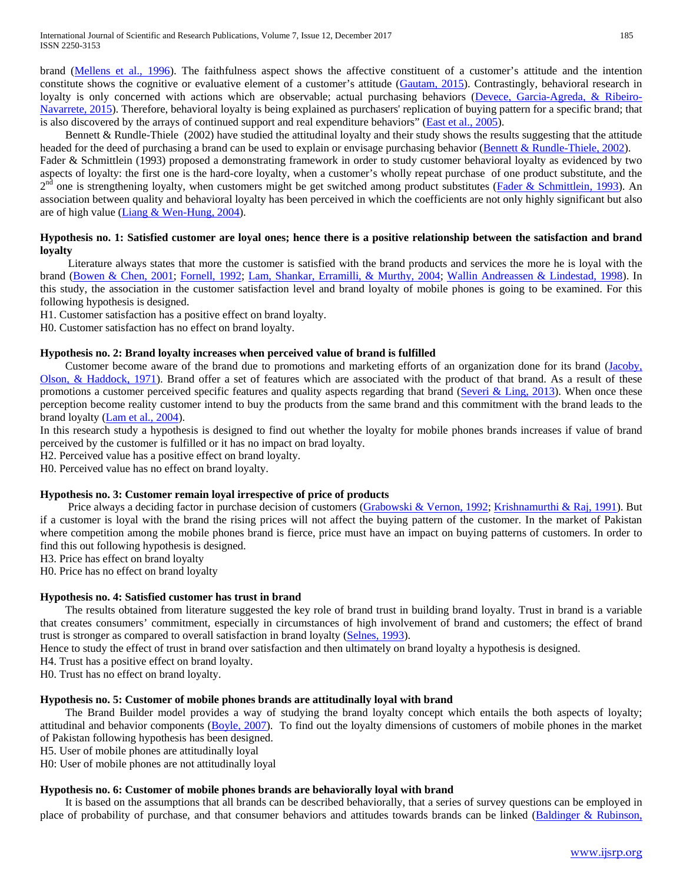brand (Mellens et al., 1996). The faithfulness aspect shows the affective constituent of a customer's attitude and the intention constitute shows the cognitive or evaluative element of a customer's attitude (Gautam, 2015). Contrastingly, behavioral research in loyalty is only concerned with actions which are observable; actual purchasing behaviors (Devece, Garcia-Agreda, & Ribeiro-Navarrete, 2015). Therefore, behavioral loyalty is being explained as purchasers' replication of buying pattern for a specific brand; that is also discovered by the arrays of continued support and real expenditure behaviors" (East et al., 2005).

Bennett & Rundle-Thiele (2002) have studied the attitudinal loyalty and their study shows the results suggesting that the attitude headed for the deed of purchasing a brand can be used to explain or envisage purchasing behavior (Bennett & Rundle-Thiele, 2002). Fader & Schmittlein (1993) proposed a demonstrating framework in order to study customer behavioral loyalty as evidenced by two aspects of loyalty: the first one is the hard-core loyalty, when a customer's wholly repeat purchase of one product substitute, and the 2nd one is strengthening loyalty, when customers might be get switched among product substitutes (Fader & Schmittlein, 1993). An association between quality and behavioral loyalty has been perceived in which the coefficients are not only highly significant but also are of high value (Liang & Wen-Hung, 2004).

**Hypothesis no. 1: Satisfied customer are loyal ones; hence there is a positive relationship between the satisfaction and brand loyalty**

Literature always states that more the customer is satisfied with the brand products and services the more he is loyal with the brand (Bowen & Chen, 2001; Fornell, 1992; Lam, Shankar, Erramilli, & Murthy, 2004; Wallin Andreassen & Lindestad, 1998). In this study, the association in the customer satisfaction level and brand loyalty of mobile phones is going to be examined. For this following hypothesis is designed.

H1. Customer satisfaction has a positive effect on brand loyalty.
H0. Customer satisfaction has no effect on brand loyalty.

**Hypothesis no. 2: Brand loyalty increases when perceived value of brand is fulfilled**

Customer become aware of the brand due to promotions and marketing efforts of an organization done for its brand (Jacoby, Olson, & Haddock, 1971). Brand offer a set of features which are associated with the product of that brand. As a result of these promotions a customer perceived specific features and quality aspects regarding that brand (Severi & Ling, 2013). When once these perception become reality customer intend to buy the products from the same brand and this commitment with the brand leads to the brand loyalty (Lam et al., 2004).

In this research study a hypothesis is designed to find out whether the loyalty for mobile phones brands increases if value of brand perceived by the customer is fulfilled or it has no impact on brad loyalty.

H2. Perceived value has a positive effect on brand loyalty.
H0. Perceived value has no effect on brand loyalty.

**Hypothesis no. 3: Customer remain loyal irrespective of price of products**

Price always a deciding factor in purchase decision of customers (Grabowski & Vernon, 1992; Krishnamurthi & Raj, 1991). But if a customer is loyal with the brand the rising prices will not affect the buying pattern of the customer. In the market of Pakistan where competition among the mobile phones brand is fierce, price must have an impact on buying patterns of customers. In order to find this out following hypothesis is designed.

H3. Price has effect on brand loyalty
H0. Price has no effect on brand loyalty

**Hypothesis no. 4: Satisfied customer has trust in brand**

The results obtained from literature suggested the key role of brand trust in building brand loyalty. Trust in brand is a variable that creates consumers' commitment, especially in circumstances of high involvement of brand and customers; the effect of brand trust is stronger as compared to overall satisfaction in brand loyalty (Selnes, 1993).

Hence to study the effect of trust in brand over satisfaction and then ultimately on brand loyalty a hypothesis is designed.

H4. Trust has a positive effect on brand loyalty.
H0. Trust has no effect on brand loyalty.

**Hypothesis no. 5: Customer of mobile phones brands are attitudinally loyal with brand**

The Brand Builder model provides a way of studying the brand loyalty concept which entails the both aspects of loyalty; attitudinal and behavior components (Boyle, 2007). To find out the loyalty dimensions of customers of mobile phones in the market of Pakistan following hypothesis has been designed.

H5. User of mobile phones are attitudinally loyal
H0: User of mobile phones are not attitudinally loyal

**Hypothesis no. 6: Customer of mobile phones brands are behaviorally loyal with brand**

It is based on the assumptions that all brands can be described behaviorally, that a series of survey questions can be employed in place of probability of purchase, and that consumer behaviors and attitudes towards brands can be linked (Baldinger & Rubinson,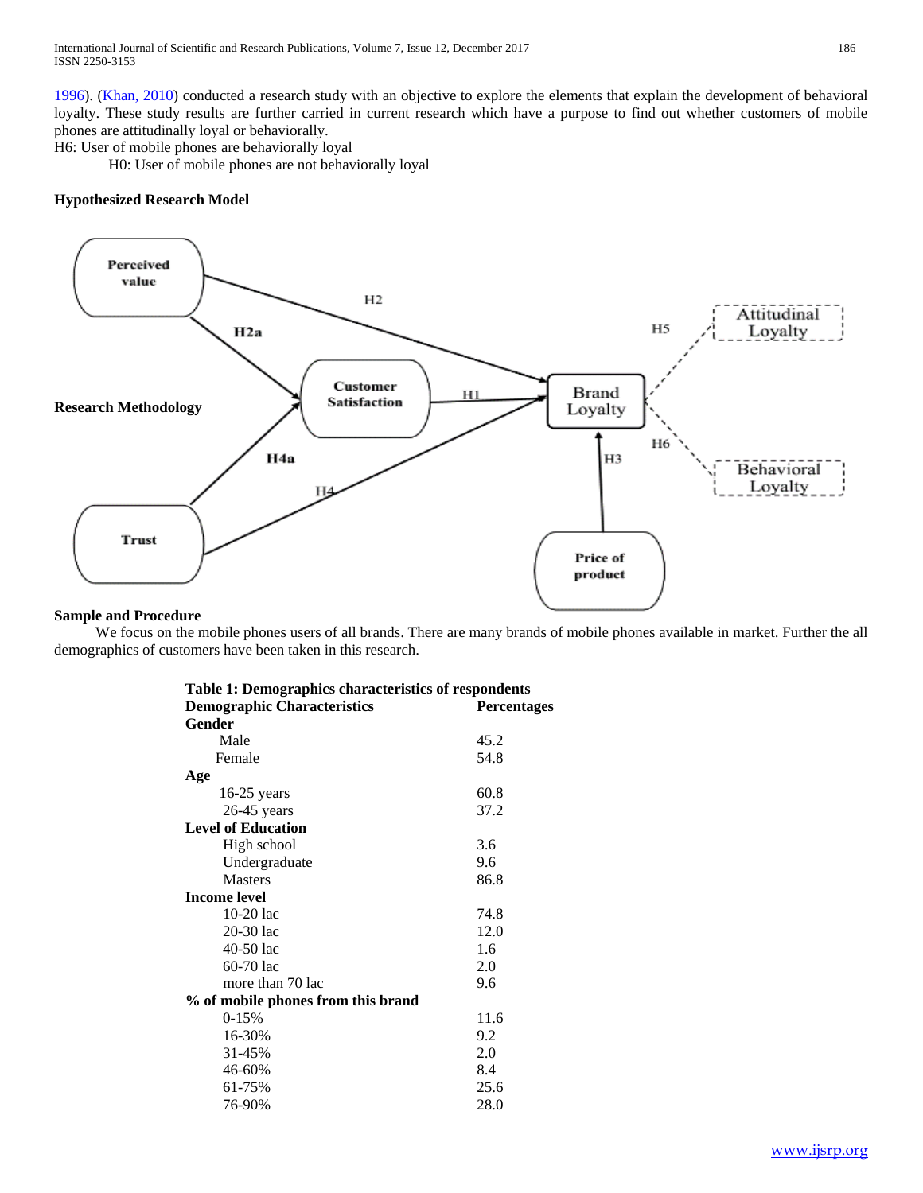1996). (Khan, 2010) conducted a research study with an objective to explore the elements that explain the development of behavioral loyalty. These study results are further carried in current research which have a purpose to find out whether customers of mobile phones are attitudinally loyal or behaviorally.

H6: User of mobile phones are behaviorally loyal

H0: User of mobile phones are not behaviorally loyal

**Hypothesized Research Model**

**Research Methodology**

**Sample and Procedure**

We focus on the mobile phones users of all brands. There are many brands of mobile phones available in market. Further the all demographics of customers have been taken in this research.

**Table 1: Demographics characteristics of respondents**

| Demographic Characteristics | Percentages |
|---|---|
| **Gender** | |
| Male | 45.2 |
| Female | 54.8 |
| **Age** | |
| 16-25 years | 60.8 |
| 26-45 years | 37.2 |
| **Level of Education** | |
| High school | 3.6 |
| Undergraduate | 9.6 |
| Masters | 86.8 |
| **Income level** | |
| 10-20 lac | 74.8 |
| 20-30 lac | 12.0 |
| 40-50 lac | 1.6 |
| 60-70 lac | 2.0 |
| more than 70 lac | 9.6 |
| **% of mobile phones from this brand** | |
| 0-15% | 11.6 |
| 16-30% | 9.2 |
| 31-45% | 2.0 |
| 46-60% | 8.4 |
| 61-75% | 25.6 |
| 76-90% | 28.0 |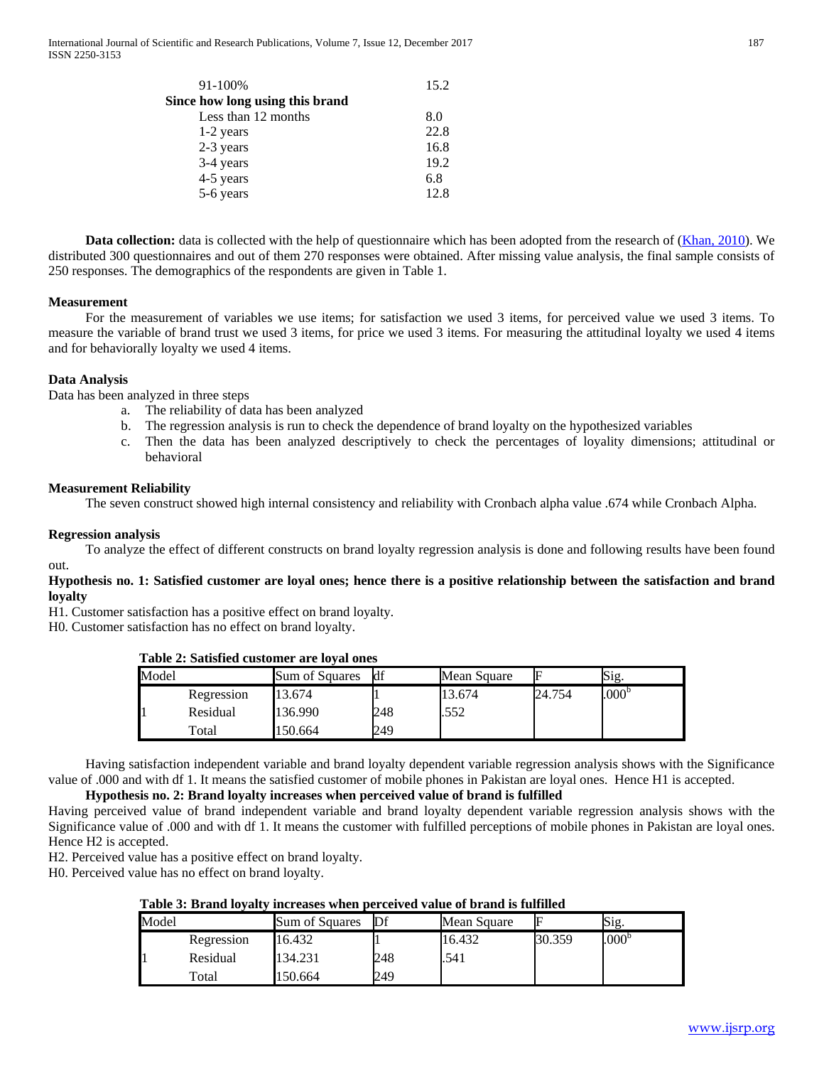| | |
|---|---|
| 91-100% | 15.2 |
| **Since how long using this brand** | |
| Less than 12 months | 8.0 |
| 1-2 years | 22.8 |
| 2-3 years | 16.8 |
| 3-4 years | 19.2 |
| 4-5 years | 6.8 |
| 5-6 years | 12.8 |

**Data collection:** data is collected with the help of questionnaire which has been adopted from the research of (Khan, 2010). We distributed 300 questionnaires and out of them 270 responses were obtained. After missing value analysis, the final sample consists of 250 responses. The demographics of the respondents are given in Table 1.

### Measurement

For the measurement of variables we use items; for satisfaction we used 3 items, for perceived value we used 3 items. To measure the variable of brand trust we used 3 items, for price we used 3 items. For measuring the attitudinal loyalty we used 4 items and for behaviorally loyalty we used 4 items.

### Data Analysis

Data has been analyzed in three steps

a. The reliability of data has been analyzed
b. The regression analysis is run to check the dependence of brand loyalty on the hypothesized variables
c. Then the data has been analyzed descriptively to check the percentages of loyality dimensions; attitudinal or behavioral

### Measurement Reliability

The seven construct showed high internal consistency and reliability with Cronbach alpha value .674 while Cronbach Alpha.

### Regression analysis

To analyze the effect of different constructs on brand loyalty regression analysis is done and following results have been found out.

**Hypothesis no. 1: Satisfied customer are loyal ones; hence there is a positive relationship between the satisfaction and brand loyalty**

H1. Customer satisfaction has a positive effect on brand loyalty.
H0. Customer satisfaction has no effect on brand loyalty.

**Table 2: Satisfied customer are loyal ones**

| Model | | Sum of Squares | df | Mean Square | F | Sig. |
|---|---|---|---|---|---|---|
| 1 | Regression | 13.674 | 1 | 13.674 | 24.754 | .000[b] |
| | Residual | 136.990 | 248 | .552 | | |
| | Total | 150.664 | 249 | | | |

Having satisfaction independent variable and brand loyalty dependent variable regression analysis shows with the Significance value of .000 and with df 1. It means the satisfied customer of mobile phones in Pakistan are loyal ones. Hence H1 is accepted.

**Hypothesis no. 2: Brand loyalty increases when perceived value of brand is fulfilled**

Having perceived value of brand independent variable and brand loyalty dependent variable regression analysis shows with the Significance value of .000 and with df 1. It means the customer with fulfilled perceptions of mobile phones in Pakistan are loyal ones. Hence H2 is accepted.

H2. Perceived value has a positive effect on brand loyalty.
H0. Perceived value has no effect on brand loyalty.

**Table 3: Brand loyalty increases when perceived value of brand is fulfilled**

| Model | | Sum of Squares | Df | Mean Square | F | Sig. |
|---|---|---|---|---|---|---|
| 1 | Regression | 16.432 | 1 | 16.432 | 30.359 | .000[b] |
| | Residual | 134.231 | 248 | .541 | | |
| | Total | 150.664 | 249 | | | |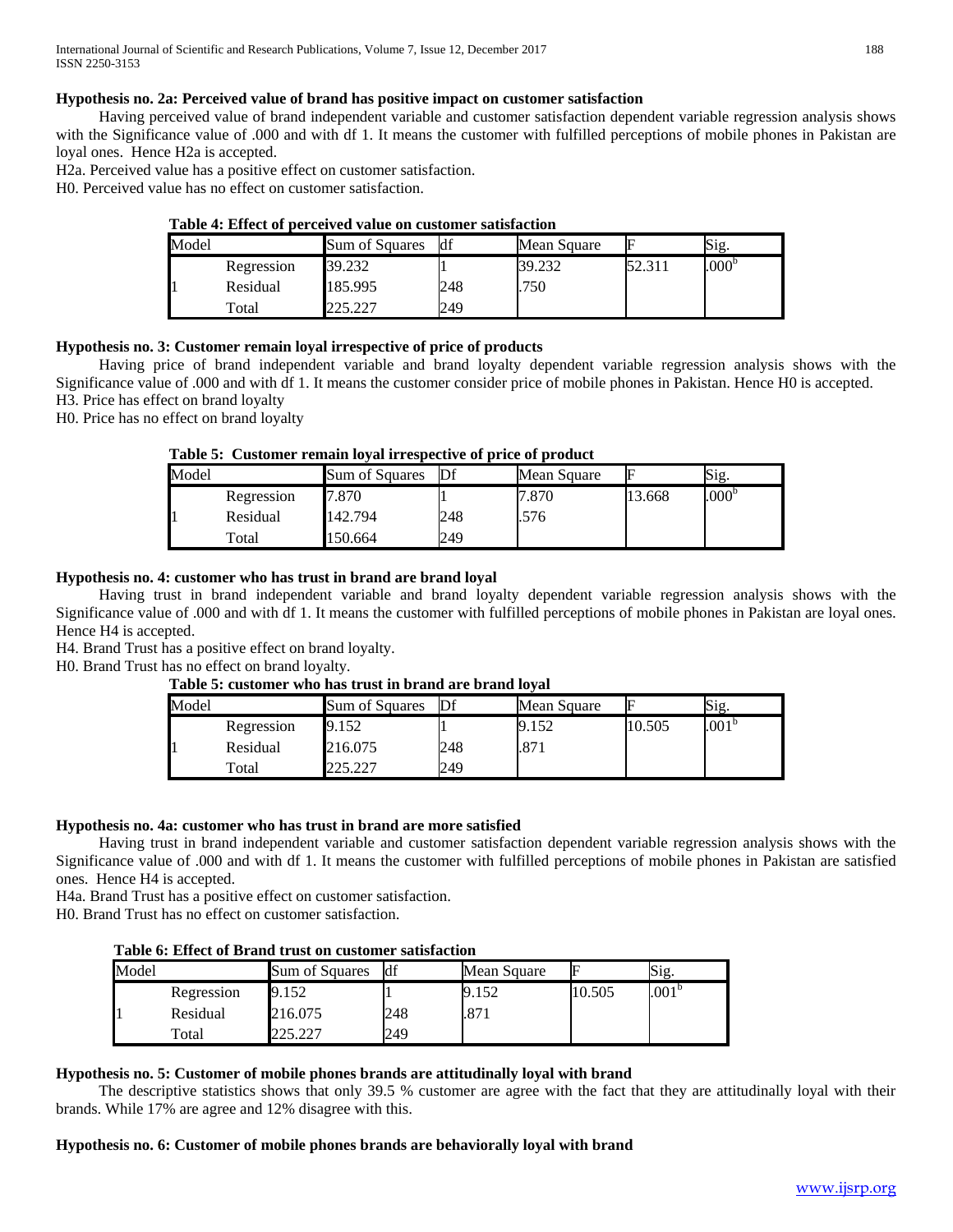**Hypothesis no. 2a: Perceived value of brand has positive impact on customer satisfaction**

Having perceived value of brand independent variable and customer satisfaction dependent variable regression analysis shows with the Significance value of .000 and with df 1. It means the customer with fulfilled perceptions of mobile phones in Pakistan are loyal ones. Hence H2a is accepted.

H2a. Perceived value has a positive effect on customer satisfaction.

H0. Perceived value has no effect on customer satisfaction.

**Table 4: Effect of perceived value on customer satisfaction**

| Model | | Sum of Squares | df | Mean Square | F | Sig. |
|---|---|---|---|---|---|---|
| 1 | Regression | 39.232 | 1 | 39.232 | 52.311 | .000[b] |
| | Residual | 185.995 | 248 | .750 | | |
| | Total | 225.227 | 249 | | | |

**Hypothesis no. 3: Customer remain loyal irrespective of price of products**

Having price of brand independent variable and brand loyalty dependent variable regression analysis shows with the Significance value of .000 and with df 1. It means the customer consider price of mobile phones in Pakistan. Hence H0 is accepted.

H3. Price has effect on brand loyalty

H0. Price has no effect on brand loyalty

**Table 5: Customer remain loyal irrespective of price of product**

| Model | | Sum of Squares | Df | Mean Square | F | Sig. |
|---|---|---|---|---|---|---|
| 1 | Regression | 7.870 | 1 | 7.870 | 13.668 | .000[b] |
| | Residual | 142.794 | 248 | .576 | | |
| | Total | 150.664 | 249 | | | |

**Hypothesis no. 4: customer who has trust in brand are brand loyal**

Having trust in brand independent variable and brand loyalty dependent variable regression analysis shows with the Significance value of .000 and with df 1. It means the customer with fulfilled perceptions of mobile phones in Pakistan are loyal ones. Hence H4 is accepted.

H4. Brand Trust has a positive effect on brand loyalty.

H0. Brand Trust has no effect on brand loyalty.

**Table 5: customer who has trust in brand are brand loyal**

| Model | | Sum of Squares | Df | Mean Square | F | Sig. |
|---|---|---|---|---|---|---|
| 1 | Regression | 9.152 | 1 | 9.152 | 10.505 | .001[b] |
| | Residual | 216.075 | 248 | .871 | | |
| | Total | 225.227 | 249 | | | |

**Hypothesis no. 4a: customer who has trust in brand are more satisfied**

Having trust in brand independent variable and customer satisfaction dependent variable regression analysis shows with the Significance value of .000 and with df 1. It means the customer with fulfilled perceptions of mobile phones in Pakistan are satisfied ones. Hence H4 is accepted.

H4a. Brand Trust has a positive effect on customer satisfaction.

H0. Brand Trust has no effect on customer satisfaction.

**Table 6: Effect of Brand trust on customer satisfaction**

| Model | | Sum of Squares | df | Mean Square | F | Sig. |
|---|---|---|---|---|---|---|
| 1 | Regression | 9.152 | 1 | 9.152 | 10.505 | .001[b] |
| | Residual | 216.075 | 248 | .871 | | |
| | Total | 225.227 | 249 | | | |

**Hypothesis no. 5: Customer of mobile phones brands are attitudinally loyal with brand**

The descriptive statistics shows that only 39.5 % customer are agree with the fact that they are attitudinally loyal with their brands. While 17% are agree and 12% disagree with this.

**Hypothesis no. 6: Customer of mobile phones brands are behaviorally loyal with brand**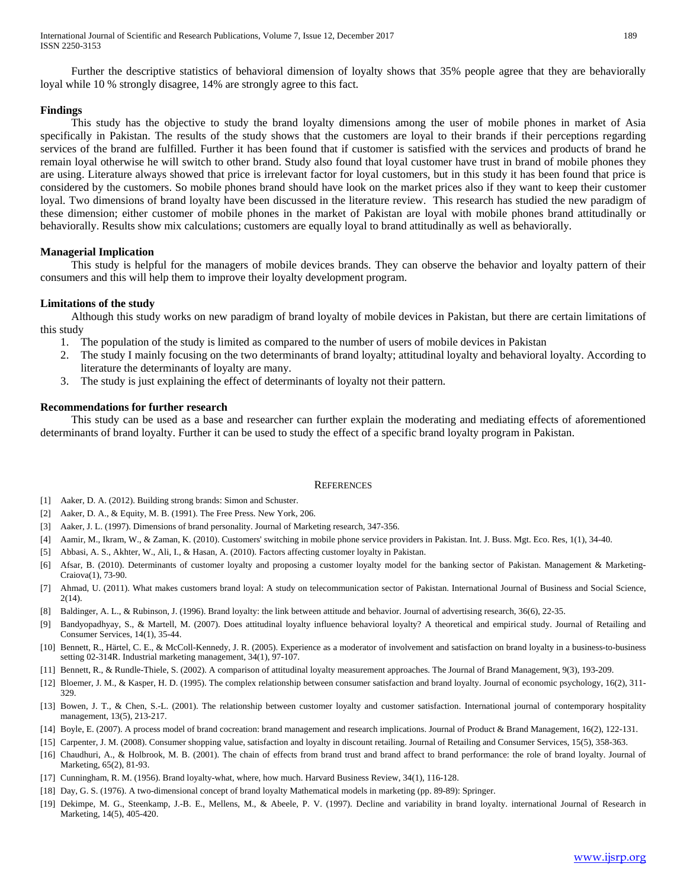Further the descriptive statistics of behavioral dimension of loyalty shows that 35% people agree that they are behaviorally loyal while 10 % strongly disagree, 14% are strongly agree to this fact.

## Findings

This study has the objective to study the brand loyalty dimensions among the user of mobile phones in market of Asia specifically in Pakistan. The results of the study shows that the customers are loyal to their brands if their perceptions regarding services of the brand are fulfilled. Further it has been found that if customer is satisfied with the services and products of brand he remain loyal otherwise he will switch to other brand. Study also found that loyal customer have trust in brand of mobile phones they are using. Literature always showed that price is irrelevant factor for loyal customers, but in this study it has been found that price is considered by the customers. So mobile phones brand should have look on the market prices also if they want to keep their customer loyal. Two dimensions of brand loyalty have been discussed in the literature review. This research has studied the new paradigm of these dimension; either customer of mobile phones in the market of Pakistan are loyal with mobile phones brand attitudinally or behaviorally. Results show mix calculations; customers are equally loyal to brand attitudinally as well as behaviorally.

## Managerial Implication

This study is helpful for the managers of mobile devices brands. They can observe the behavior and loyalty pattern of their consumers and this will help them to improve their loyalty development program.

## Limitations of the study

Although this study works on new paradigm of brand loyalty of mobile devices in Pakistan, but there are certain limitations of this study

1. The population of the study is limited as compared to the number of users of mobile devices in Pakistan
2. The study I mainly focusing on the two determinants of brand loyalty; attitudinal loyalty and behavioral loyalty. According to literature the determinants of loyalty are many.
3. The study is just explaining the effect of determinants of loyalty not their pattern.

## Recommendations for further research

This study can be used as a base and researcher can further explain the moderating and mediating effects of aforementioned determinants of brand loyalty. Further it can be used to study the effect of a specific brand loyalty program in Pakistan.

## References

[1] Aaker, D. A. (2012). Building strong brands: Simon and Schuster.

[2] Aaker, D. A., & Equity, M. B. (1991). The Free Press. New York, 206.

[3] Aaker, J. L. (1997). Dimensions of brand personality. Journal of Marketing research, 347-356.

[4] Aamir, M., Ikram, W., & Zaman, K. (2010). Customers' switching in mobile phone service providers in Pakistan. Int. J. Buss. Mgt. Eco. Res, 1(1), 34-40.

[5] Abbasi, A. S., Akhter, W., Ali, I., & Hasan, A. (2010). Factors affecting customer loyalty in Pakistan.

[6] Afsar, B. (2010). Determinants of customer loyalty and proposing a customer loyalty model for the banking sector of Pakistan. Management & Marketing-Craiova(1), 73-90.

[7] Ahmad, U. (2011). What makes customers brand loyal: A study on telecommunication sector of Pakistan. International Journal of Business and Social Science, 2(14).

[8] Baldinger, A. L., & Rubinson, J. (1996). Brand loyalty: the link between attitude and behavior. Journal of advertising research, 36(6), 22-35.

[9] Bandyopadhyay, S., & Martell, M. (2007). Does attitudinal loyalty influence behavioral loyalty? A theoretical and empirical study. Journal of Retailing and Consumer Services, 14(1), 35-44.

[10] Bennett, R., Härtel, C. E., & McColl-Kennedy, J. R. (2005). Experience as a moderator of involvement and satisfaction on brand loyalty in a business-to-business setting 02-314R. Industrial marketing management, 34(1), 97-107.

[11] Bennett, R., & Rundle-Thiele, S. (2002). A comparison of attitudinal loyalty measurement approaches. The Journal of Brand Management, 9(3), 193-209.

[12] Bloemer, J. M., & Kasper, H. D. (1995). The complex relationship between consumer satisfaction and brand loyalty. Journal of economic psychology, 16(2), 311-329.

[13] Bowen, J. T., & Chen, S.-L. (2001). The relationship between customer loyalty and customer satisfaction. International journal of contemporary hospitality management, 13(5), 213-217.

[14] Boyle, E. (2007). A process model of brand cocreation: brand management and research implications. Journal of Product & Brand Management, 16(2), 122-131.

[15] Carpenter, J. M. (2008). Consumer shopping value, satisfaction and loyalty in discount retailing. Journal of Retailing and Consumer Services, 15(5), 358-363.

[16] Chaudhuri, A., & Holbrook, M. B. (2001). The chain of effects from brand trust and brand affect to brand performance: the role of brand loyalty. Journal of Marketing, 65(2), 81-93.

[17] Cunningham, R. M. (1956). Brand loyalty-what, where, how much. Harvard Business Review, 34(1), 116-128.

[18] Day, G. S. (1976). A two-dimensional concept of brand loyalty Mathematical models in marketing (pp. 89-89): Springer.

[19] Dekimpe, M. G., Steenkamp, J.-B. E., Mellens, M., & Abeele, P. V. (1997). Decline and variability in brand loyalty. international Journal of Research in Marketing, 14(5), 405-420.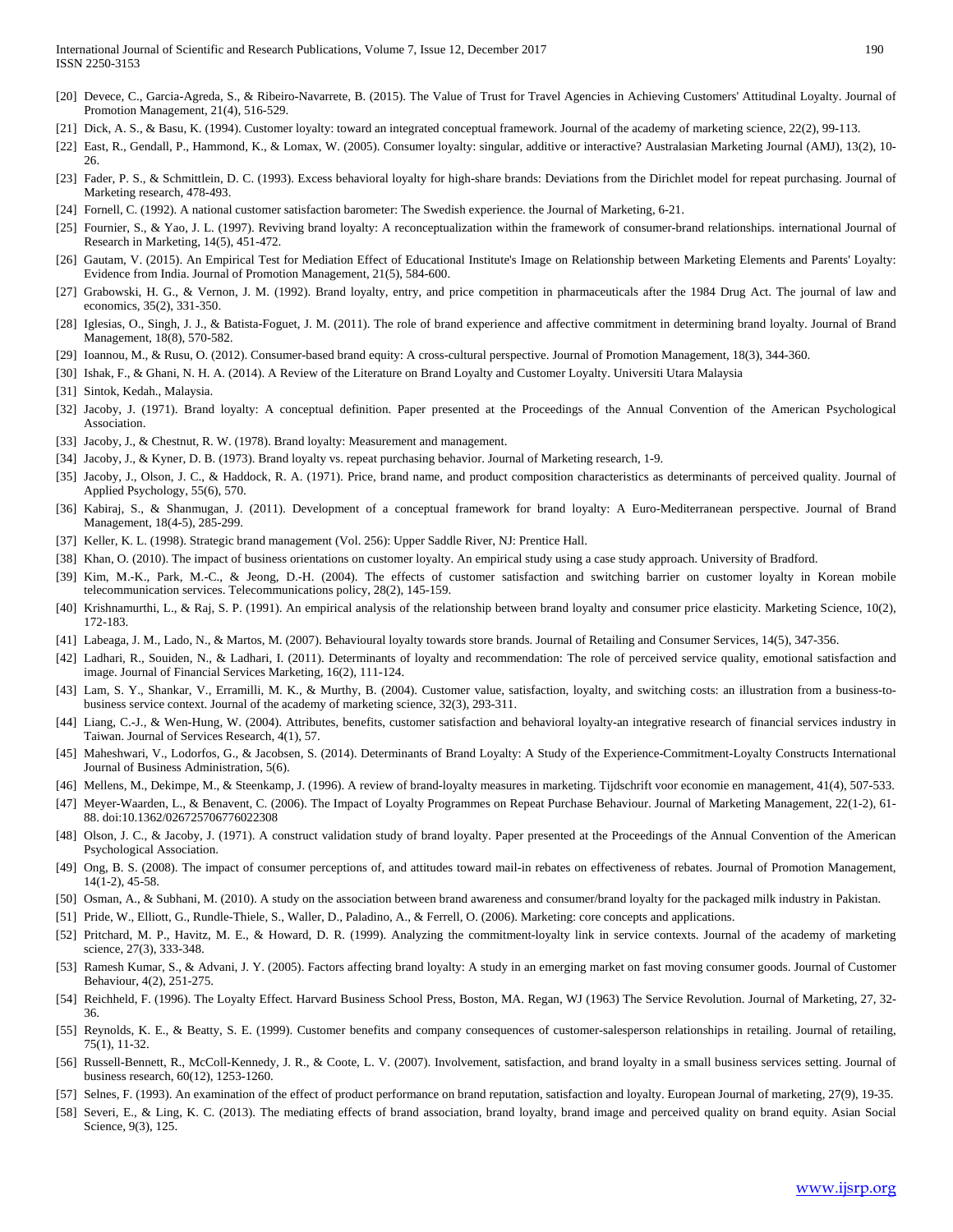[20] Devece, C., Garcia-Agreda, S., & Ribeiro-Navarrete, B. (2015). The Value of Trust for Travel Agencies in Achieving Customers' Attitudinal Loyalty. Journal of Promotion Management, 21(4), 516-529.

[21] Dick, A. S., & Basu, K. (1994). Customer loyalty: toward an integrated conceptual framework. Journal of the academy of marketing science, 22(2), 99-113.

[22] East, R., Gendall, P., Hammond, K., & Lomax, W. (2005). Consumer loyalty: singular, additive or interactive? Australasian Marketing Journal (AMJ), 13(2), 10-26.

[23] Fader, P. S., & Schmittlein, D. C. (1993). Excess behavioral loyalty for high-share brands: Deviations from the Dirichlet model for repeat purchasing. Journal of Marketing research, 478-493.

[24] Fornell, C. (1992). A national customer satisfaction barometer: The Swedish experience. the Journal of Marketing, 6-21.

[25] Fournier, S., & Yao, J. L. (1997). Reviving brand loyalty: A reconceptualization within the framework of consumer-brand relationships. international Journal of Research in Marketing, 14(5), 451-472.

[26] Gautam, V. (2015). An Empirical Test for Mediation Effect of Educational Institute's Image on Relationship between Marketing Elements and Parents' Loyalty: Evidence from India. Journal of Promotion Management, 21(5), 584-600.

[27] Grabowski, H. G., & Vernon, J. M. (1992). Brand loyalty, entry, and price competition in pharmaceuticals after the 1984 Drug Act. The journal of law and economics, 35(2), 331-350.

[28] Iglesias, O., Singh, J. J., & Batista-Foguet, J. M. (2011). The role of brand experience and affective commitment in determining brand loyalty. Journal of Brand Management, 18(8), 570-582.

[29] Ioannou, M., & Rusu, O. (2012). Consumer-based brand equity: A cross-cultural perspective. Journal of Promotion Management, 18(3), 344-360.

[30] Ishak, F., & Ghani, N. H. A. (2014). A Review of the Literature on Brand Loyalty and Customer Loyalty. Universiti Utara Malaysia

[31] Sintok, Kedah., Malaysia.

[32] Jacoby, J. (1971). Brand loyalty: A conceptual definition. Paper presented at the Proceedings of the Annual Convention of the American Psychological Association.

[33] Jacoby, J., & Chestnut, R. W. (1978). Brand loyalty: Measurement and management.

[34] Jacoby, J., & Kyner, D. B. (1973). Brand loyalty vs. repeat purchasing behavior. Journal of Marketing research, 1-9.

[35] Jacoby, J., Olson, J. C., & Haddock, R. A. (1971). Price, brand name, and product composition characteristics as determinants of perceived quality. Journal of Applied Psychology, 55(6), 570.

[36] Kabiraj, S., & Shanmugan, J. (2011). Development of a conceptual framework for brand loyalty: A Euro-Mediterranean perspective. Journal of Brand Management, 18(4-5), 285-299.

[37] Keller, K. L. (1998). Strategic brand management (Vol. 256): Upper Saddle River, NJ: Prentice Hall.

[38] Khan, O. (2010). The impact of business orientations on customer loyalty. An empirical study using a case study approach. University of Bradford.

[39] Kim, M.-K., Park, M.-C., & Jeong, D.-H. (2004). The effects of customer satisfaction and switching barrier on customer loyalty in Korean mobile telecommunication services. Telecommunications policy, 28(2), 145-159.

[40] Krishnamurthi, L., & Raj, S. P. (1991). An empirical analysis of the relationship between brand loyalty and consumer price elasticity. Marketing Science, 10(2), 172-183.

[41] Labeaga, J. M., Lado, N., & Martos, M. (2007). Behavioural loyalty towards store brands. Journal of Retailing and Consumer Services, 14(5), 347-356.

[42] Ladhari, R., Souiden, N., & Ladhari, I. (2011). Determinants of loyalty and recommendation: The role of perceived service quality, emotional satisfaction and image. Journal of Financial Services Marketing, 16(2), 111-124.

[43] Lam, S. Y., Shankar, V., Erramilli, M. K., & Murthy, B. (2004). Customer value, satisfaction, loyalty, and switching costs: an illustration from a business-to-business service context. Journal of the academy of marketing science, 32(3), 293-311.

[44] Liang, C.-J., & Wen-Hung, W. (2004). Attributes, benefits, customer satisfaction and behavioral loyalty-an integrative research of financial services industry in Taiwan. Journal of Services Research, 4(1), 57.

[45] Maheshwari, V., Lodorfos, G., & Jacobsen, S. (2014). Determinants of Brand Loyalty: A Study of the Experience-Commitment-Loyalty Constructs International Journal of Business Administration, 5(6).

[46] Mellens, M., Dekimpe, M., & Steenkamp, J. (1996). A review of brand-loyalty measures in marketing. Tijdschrift voor economie en management, 41(4), 507-533.

[47] Meyer-Waarden, L., & Benavent, C. (2006). The Impact of Loyalty Programmes on Repeat Purchase Behaviour. Journal of Marketing Management, 22(1-2), 61-88. doi:10.1362/026725706776022308

[48] Olson, J. C., & Jacoby, J. (1971). A construct validation study of brand loyalty. Paper presented at the Proceedings of the Annual Convention of the American Psychological Association.

[49] Ong, B. S. (2008). The impact of consumer perceptions of, and attitudes toward mail-in rebates on effectiveness of rebates. Journal of Promotion Management, 14(1-2), 45-58.

[50] Osman, A., & Subhani, M. (2010). A study on the association between brand awareness and consumer/brand loyalty for the packaged milk industry in Pakistan.

[51] Pride, W., Elliott, G., Rundle-Thiele, S., Waller, D., Paladino, A., & Ferrell, O. (2006). Marketing: core concepts and applications.

[52] Pritchard, M. P., Havitz, M. E., & Howard, D. R. (1999). Analyzing the commitment-loyalty link in service contexts. Journal of the academy of marketing science, 27(3), 333-348.

[53] Ramesh Kumar, S., & Advani, J. Y. (2005). Factors affecting brand loyalty: A study in an emerging market on fast moving consumer goods. Journal of Customer Behaviour, 4(2), 251-275.

[54] Reichheld, F. (1996). The Loyalty Effect. Harvard Business School Press, Boston, MA. Regan, WJ (1963) The Service Revolution. Journal of Marketing, 27, 32-36.

[55] Reynolds, K. E., & Beatty, S. E. (1999). Customer benefits and company consequences of customer-salesperson relationships in retailing. Journal of retailing, 75(1), 11-32.

[56] Russell-Bennett, R., McColl-Kennedy, J. R., & Coote, L. V. (2007). Involvement, satisfaction, and brand loyalty in a small business services setting. Journal of business research, 60(12), 1253-1260.

[57] Selnes, F. (1993). An examination of the effect of product performance on brand reputation, satisfaction and loyalty. European Journal of marketing, 27(9), 19-35.

[58] Severi, E., & Ling, K. C. (2013). The mediating effects of brand association, brand loyalty, brand image and perceived quality on brand equity. Asian Social Science, 9(3), 125.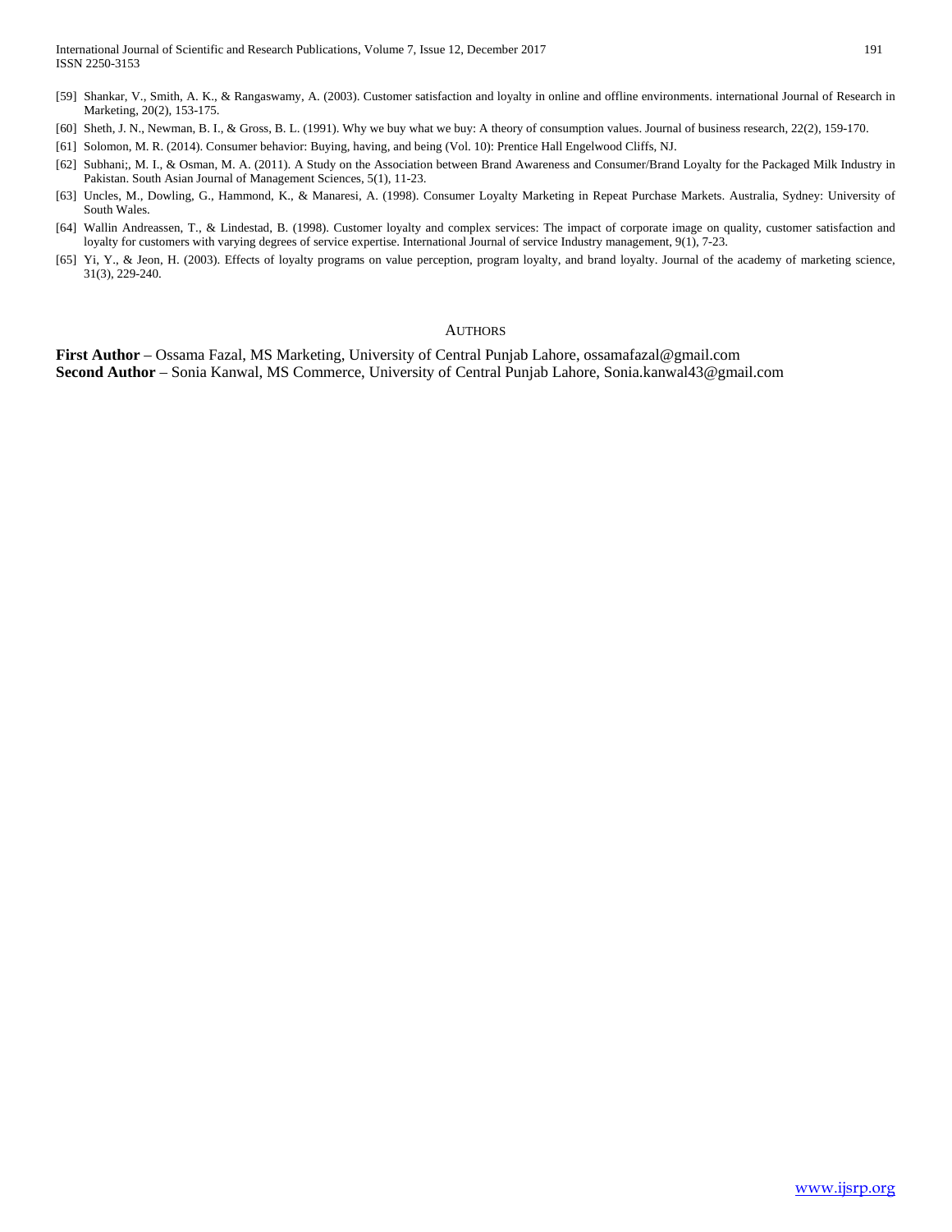[59] Shankar, V., Smith, A. K., & Rangaswamy, A. (2003). Customer satisfaction and loyalty in online and offline environments. international Journal of Research in Marketing, 20(2), 153-175.

[60] Sheth, J. N., Newman, B. I., & Gross, B. L. (1991). Why we buy what we buy: A theory of consumption values. Journal of business research, 22(2), 159-170.

[61] Solomon, M. R. (2014). Consumer behavior: Buying, having, and being (Vol. 10): Prentice Hall Engelwood Cliffs, NJ.

[62] Subhani;, M. I., & Osman, M. A. (2011). A Study on the Association between Brand Awareness and Consumer/Brand Loyalty for the Packaged Milk Industry in Pakistan. South Asian Journal of Management Sciences, 5(1), 11-23.

[63] Uncles, M., Dowling, G., Hammond, K., & Manaresi, A. (1998). Consumer Loyalty Marketing in Repeat Purchase Markets. Australia, Sydney: University of South Wales.

[64] Wallin Andreassen, T., & Lindestad, B. (1998). Customer loyalty and complex services: The impact of corporate image on quality, customer satisfaction and loyalty for customers with varying degrees of service expertise. International Journal of service Industry management, 9(1), 7-23.

[65] Yi, Y., & Jeon, H. (2003). Effects of loyalty programs on value perception, program loyalty, and brand loyalty. Journal of the academy of marketing science, 31(3), 229-240.

## AUTHORS

**First Author** – Ossama Fazal, MS Marketing, University of Central Punjab Lahore, ossamafazal@gmail.com

**Second Author** – Sonia Kanwal, MS Commerce, University of Central Punjab Lahore, Sonia.kanwal43@gmail.com